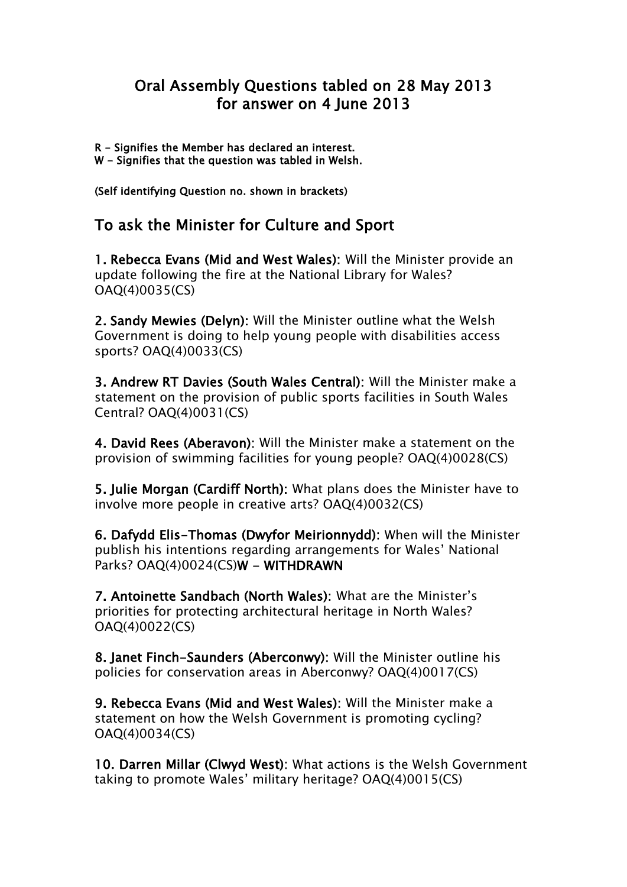# Oral Assembly Questions tabled on 28 May 2013 for answer on 4 June 2013

**R - Signifies the Member has declared an interest.**
**W - Signifies that the question was tabled in Welsh.**

**(Self identifying Question no. shown in brackets)**

## To ask the Minister for Culture and Sport

**1. Rebecca Evans (Mid and West Wales):** Will the Minister provide an update following the fire at the National Library for Wales? OAQ(4)0035(CS)

**2. Sandy Mewies (Delyn):** Will the Minister outline what the Welsh Government is doing to help young people with disabilities access sports? OAQ(4)0033(CS)

**3. Andrew RT Davies (South Wales Central):** Will the Minister make a statement on the provision of public sports facilities in South Wales Central? OAQ(4)0031(CS)

**4. David Rees (Aberavon):** Will the Minister make a statement on the provision of swimming facilities for young people? OAQ(4)0028(CS)

**5. Julie Morgan (Cardiff North):** What plans does the Minister have to involve more people in creative arts? OAQ(4)0032(CS)

**6. Dafydd Elis-Thomas (Dwyfor Meirionnydd):** When will the Minister publish his intentions regarding arrangements for Wales' National Parks? OAQ(4)0024(CS)**W - WITHDRAWN**

**7. Antoinette Sandbach (North Wales):** What are the Minister's priorities for protecting architectural heritage in North Wales? OAQ(4)0022(CS)

**8. Janet Finch-Saunders (Aberconwy):** Will the Minister outline his policies for conservation areas in Aberconwy? OAQ(4)0017(CS)

**9. Rebecca Evans (Mid and West Wales):** Will the Minister make a statement on how the Welsh Government is promoting cycling? OAQ(4)0034(CS)

**10. Darren Millar (Clwyd West):** What actions is the Welsh Government taking to promote Wales' military heritage? OAQ(4)0015(CS)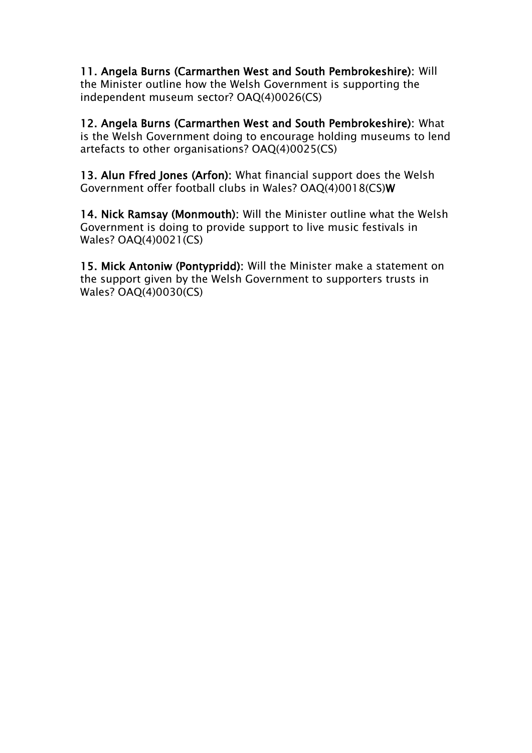**11. Angela Burns (Carmarthen West and South Pembrokeshire):** Will the Minister outline how the Welsh Government is supporting the independent museum sector? OAQ(4)0026(CS)

**12. Angela Burns (Carmarthen West and South Pembrokeshire):** What is the Welsh Government doing to encourage holding museums to lend artefacts to other organisations? OAQ(4)0025(CS)

**13. Alun Ffred Jones (Arfon):** What financial support does the Welsh Government offer football clubs in Wales? OAQ(4)0018(CS)**W**

**14. Nick Ramsay (Monmouth):** Will the Minister outline what the Welsh Government is doing to provide support to live music festivals in Wales? OAQ(4)0021(CS)

**15. Mick Antoniw (Pontypridd):** Will the Minister make a statement on the support given by the Welsh Government to supporters trusts in Wales? OAQ(4)0030(CS)